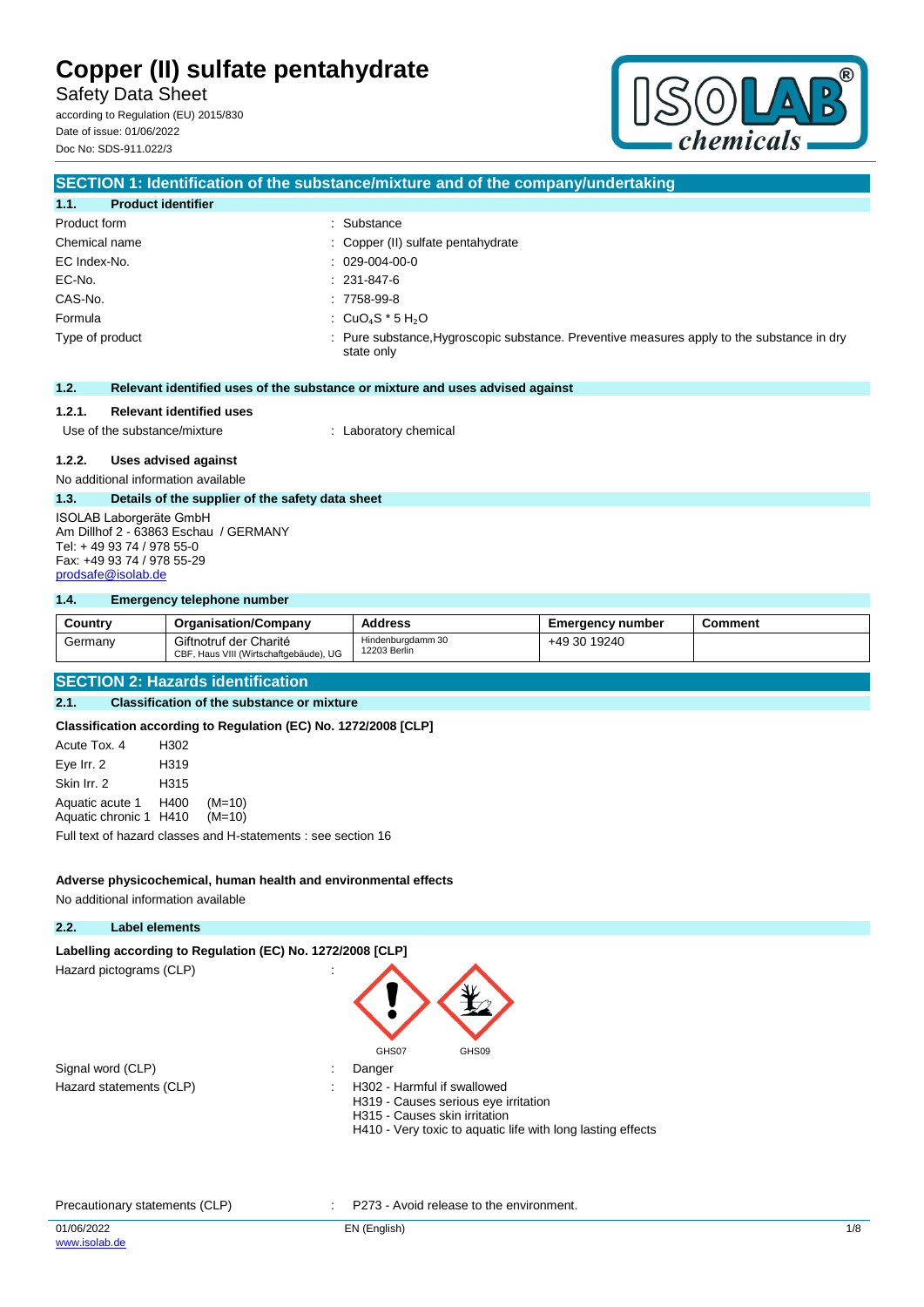# Copper (II) sulfate pentahydrate

Safety Data Sheet

according to Regulation (EU) 2015/830
Date of issue: 01/06/2022
Doc No: SDS-911.022/3

## SECTION 1: Identification of the substance/mixture and of the company/undertaking

### 1.1. Product identifier

| | |
|---|---|
| Product form | : Substance |
| Chemical name | : Copper (II) sulfate pentahydrate |
| EC Index-No. | : 029-004-00-0 |
| EC-No. | : 231-847-6 |
| CAS-No. | : 7758-99-8 |
| Formula | : $CuO_4S * 5 H_2O$ |
| Type of product | : Pure substance,Hygroscopic substance. Preventive measures apply to the substance in dry state only |

### 1.2. Relevant identified uses of the substance or mixture and uses advised against

#### 1.2.1. Relevant identified uses

Use of the substance/mixture : Laboratory chemical

#### 1.2.2. Uses advised against

No additional information available

### 1.3. Details of the supplier of the safety data sheet

ISOLAB Laborgeräte GmbH
Am Dillhof 2 - 63863 Eschau / GERMANY
Tel: + 49 93 74 / 978 55-0
Fax: +49 93 74 / 978 55-29
prodsafe@isolab.de

### 1.4. Emergency telephone number

| Country | Organisation/Company | Address | Emergency number | Comment |
|---|---|---|---|---|
| Germany | Giftnotruf der Charité CBF, Haus VIII (Wirtschaftgebäude), UG | Hindenburgdamm 30 12203 Berlin | +49 30 19240 | |

## SECTION 2: Hazards identification

### 2.1. Classification of the substance or mixture

**Classification according to Regulation (EC) No. 1272/2008 [CLP]**

| | | |
|---|---|---|
| Acute Tox. 4 | H302 | |
| Eye Irr. 2 | H319 | |
| Skin Irr. 2 | H315 | |
| Aquatic acute 1 | H400 | (M=10) |
| Aquatic chronic 1 | H410 | (M=10) |

Full text of hazard classes and H-statements : see section 16

**Adverse physicochemical, human health and environmental effects**

No additional information available

### 2.2. Label elements

**Labelling according to Regulation (EC) No. 1272/2008 [CLP]**

Hazard pictograms (CLP) :

GHS07 GHS09

Signal word (CLP) : Danger

Hazard statements (CLP) :
- H302 - Harmful if swallowed
- H319 - Causes serious eye irritation
- H315 - Causes skin irritation
- H410 - Very toxic to aquatic life with long lasting effects

Precautionary statements (CLP) : P273 - Avoid release to the environment.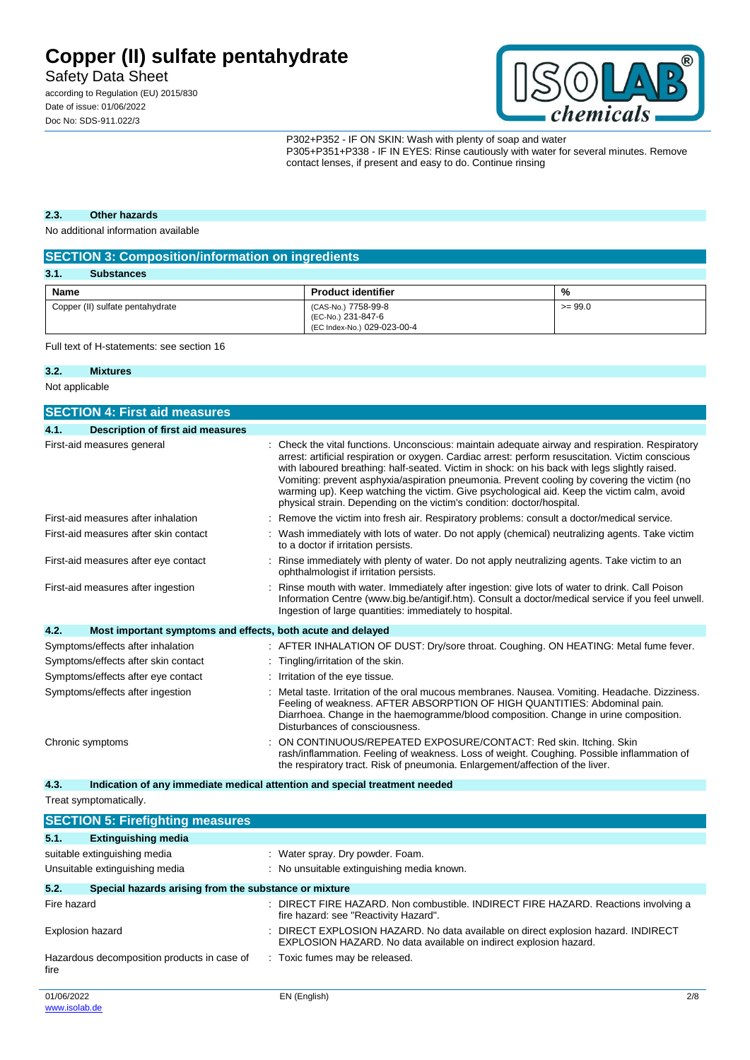P302+P352 - IF ON SKIN: Wash with plenty of soap and water
P305+P351+P338 - IF IN EYES: Rinse cautiously with water for several minutes. Remove contact lenses, if present and easy to do. Continue rinsing

### 2.3. Other hazards

No additional information available

## SECTION 3: Composition/information on ingredients

### 3.1. Substances

| Name | Product identifier | % |
|---|---|---|
| Copper (II) sulfate pentahydrate | (CAS-No.) 7758-99-8<br>(EC-No.) 231-847-6<br>(EC Index-No.) 029-023-00-4 | >= 99.0 |

Full text of H-statements: see section 16

### 3.2. Mixtures

Not applicable

## SECTION 4: First aid measures

### 4.1. Description of first aid measures

First-aid measures general : Check the vital functions. Unconscious: maintain adequate airway and respiration. Respiratory arrest: artificial respiration or oxygen. Cardiac arrest: perform resuscitation. Victim conscious with laboured breathing: half-seated. Victim in shock: on his back with legs slightly raised. Vomiting: prevent asphyxia/aspiration pneumonia. Prevent cooling by covering the victim (no warming up). Keep watching the victim. Give psychological aid. Keep the victim calm, avoid physical strain. Depending on the victim's condition: doctor/hospital.

First-aid measures after inhalation : Remove the victim into fresh air. Respiratory problems: consult a doctor/medical service.

First-aid measures after skin contact : Wash immediately with lots of water. Do not apply (chemical) neutralizing agents. Take victim to a doctor if irritation persists.

First-aid measures after eye contact : Rinse immediately with plenty of water. Do not apply neutralizing agents. Take victim to an ophthalmologist if irritation persists.

First-aid measures after ingestion : Rinse mouth with water. Immediately after ingestion: give lots of water to drink. Call Poison Information Centre (www.big.be/antigif.htm). Consult a doctor/medical service if you feel unwell. Ingestion of large quantities: immediately to hospital.

### 4.2. Most important symptoms and effects, both acute and delayed

Symptoms/effects after inhalation : AFTER INHALATION OF DUST: Dry/sore throat. Coughing. ON HEATING: Metal fume fever.

Symptoms/effects after skin contact : Tingling/irritation of the skin.

Symptoms/effects after eye contact : Irritation of the eye tissue.

Symptoms/effects after ingestion : Metal taste. Irritation of the oral mucous membranes. Nausea. Vomiting. Headache. Dizziness. Feeling of weakness. AFTER ABSORPTION OF HIGH QUANTITIES: Abdominal pain. Diarrhoea. Change in the haemogramme/blood composition. Change in urine composition. Disturbances of consciousness.

Chronic symptoms : ON CONTINUOUS/REPEATED EXPOSURE/CONTACT: Red skin. Itching. Skin rash/inflammation. Feeling of weakness. Loss of weight. Coughing. Possible inflammation of the respiratory tract. Risk of pneumonia. Enlargement/affection of the liver.

### 4.3. Indication of any immediate medical attention and special treatment needed

Treat symptomatically.

## SECTION 5: Firefighting measures

### 5.1. Extinguishing media

suitable extinguishing media : Water spray. Dry powder. Foam.

Unsuitable extinguishing media : No unsuitable extinguishing media known.

### 5.2. Special hazards arising from the substance or mixture

Fire hazard : DIRECT FIRE HAZARD. Non combustible. INDIRECT FIRE HAZARD. Reactions involving a fire hazard: see "Reactivity Hazard".

Explosion hazard : DIRECT EXPLOSION HAZARD. No data available on direct explosion hazard. INDIRECT EXPLOSION HAZARD. No data available on indirect explosion hazard.

Hazardous decomposition products in case of fire : Toxic fumes may be released.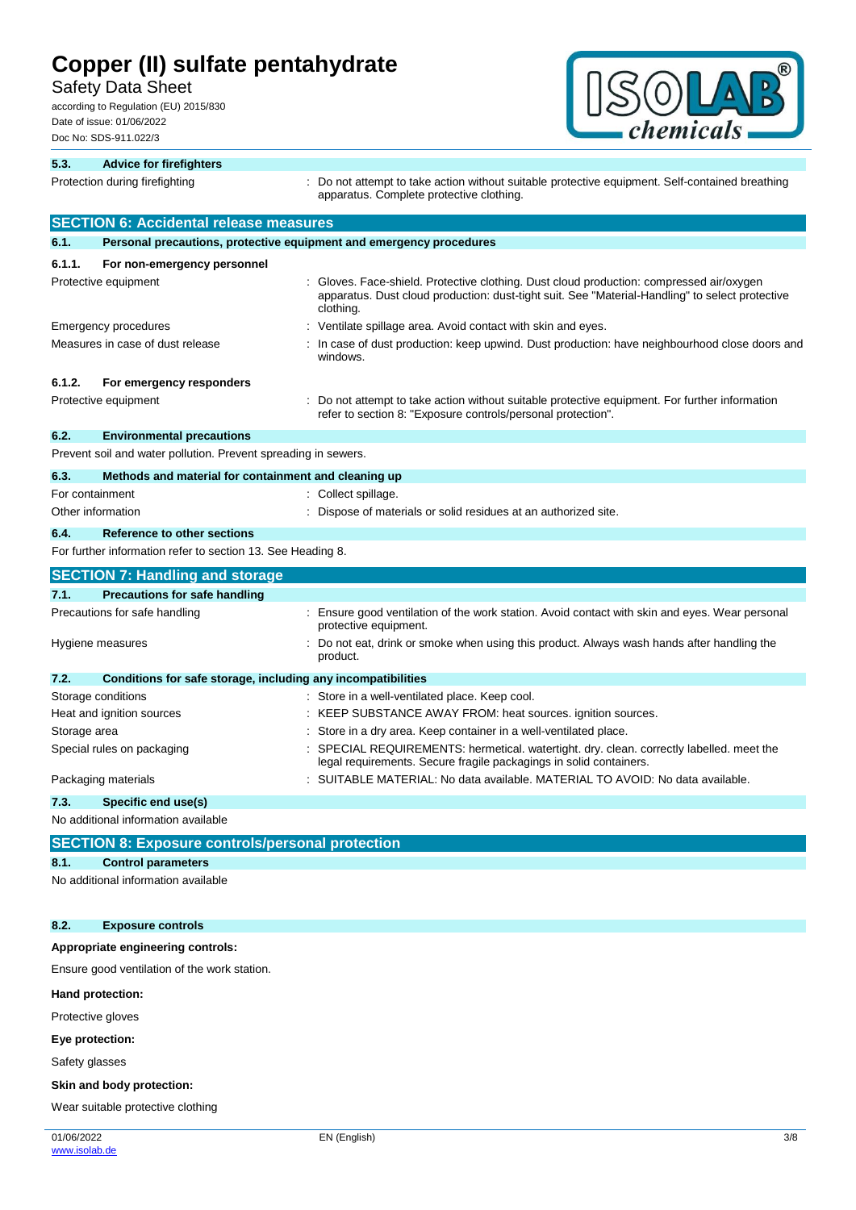### 5.3. Advice for firefighters

Protection during firefighting : Do not attempt to take action without suitable protective equipment. Self-contained breathing apparatus. Complete protective clothing.

## SECTION 6: Accidental release measures

### 6.1. Personal precautions, protective equipment and emergency procedures

#### 6.1.1. For non-emergency personnel

Protective equipment : Gloves. Face-shield. Protective clothing. Dust cloud production: compressed air/oxygen apparatus. Dust cloud production: dust-tight suit. See "Material-Handling" to select protective clothing.

Emergency procedures : Ventilate spillage area. Avoid contact with skin and eyes.

Measures in case of dust release : In case of dust production: keep upwind. Dust production: have neighbourhood close doors and windows.

#### 6.1.2. For emergency responders

Protective equipment : Do not attempt to take action without suitable protective equipment. For further information refer to section 8: "Exposure controls/personal protection".

### 6.2. Environmental precautions

Prevent soil and water pollution. Prevent spreading in sewers.

### 6.3. Methods and material for containment and cleaning up

For containment : Collect spillage.

Other information : Dispose of materials or solid residues at an authorized site.

### 6.4. Reference to other sections

For further information refer to section 13. See Heading 8.

## SECTION 7: Handling and storage

### 7.1. Precautions for safe handling

Precautions for safe handling : Ensure good ventilation of the work station. Avoid contact with skin and eyes. Wear personal protective equipment.

Hygiene measures : Do not eat, drink or smoke when using this product. Always wash hands after handling the product.

### 7.2. Conditions for safe storage, including any incompatibilities

Storage conditions : Store in a well-ventilated place. Keep cool.

Heat and ignition sources : KEEP SUBSTANCE AWAY FROM: heat sources. ignition sources.

Storage area : Store in a dry area. Keep container in a well-ventilated place.

Special rules on packaging : SPECIAL REQUIREMENTS: hermetical. watertight. dry. clean. correctly labelled. meet the legal requirements. Secure fragile packagings in solid containers.

Packaging materials : SUITABLE MATERIAL: No data available. MATERIAL TO AVOID: No data available.

### 7.3. Specific end use(s)

No additional information available

## SECTION 8: Exposure controls/personal protection

### 8.1. Control parameters

No additional information available

### 8.2. Exposure controls

**Appropriate engineering controls:**

Ensure good ventilation of the work station.

**Hand protection:**

Protective gloves

**Eye protection:**

Safety glasses

**Skin and body protection:**

Wear suitable protective clothing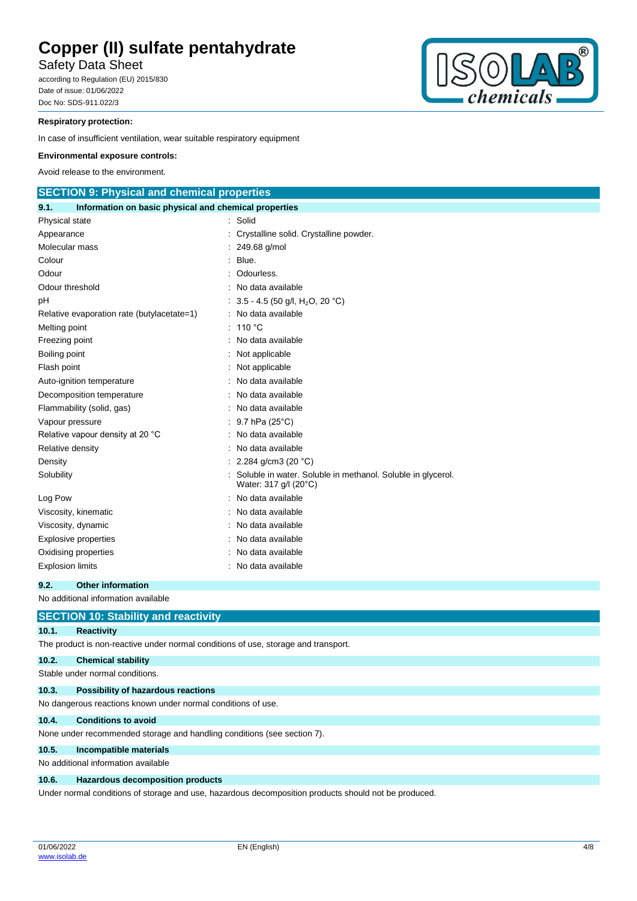**Respiratory protection:**

In case of insufficient ventilation, wear suitable respiratory equipment

**Environmental exposure controls:**

Avoid release to the environment.

## SECTION 9: Physical and chemical properties

### 9.1. Information on basic physical and chemical properties

| | |
|---|---|
| Physical state | : Solid |
| Appearance | : Crystalline solid. Crystalline powder. |
| Molecular mass | : 249.68 g/mol |
| Colour | : Blue. |
| Odour | : Odourless. |
| Odour threshold | : No data available |
| pH | : 3.5 - 4.5 (50 g/l, $H_2O$, 20 °C) |
| Relative evaporation rate (butylacetate=1) | : No data available |
| Melting point | : 110 °C |
| Freezing point | : No data available |
| Boiling point | : Not applicable |
| Flash point | : Not applicable |
| Auto-ignition temperature | : No data available |
| Decomposition temperature | : No data available |
| Flammability (solid, gas) | : No data available |
| Vapour pressure | : 9.7 hPa (25°C) |
| Relative vapour density at 20 °C | : No data available |
| Relative density | : No data available |
| Density | : 2.284 g/cm3 (20 °C) |
| Solubility | : Soluble in water. Soluble in methanol. Soluble in glycerol. Water: 317 g/l (20°C) |
| Log Pow | : No data available |
| Viscosity, kinematic | : No data available |
| Viscosity, dynamic | : No data available |
| Explosive properties | : No data available |
| Oxidising properties | : No data available |
| Explosion limits | : No data available |

### 9.2. Other information

No additional information available

## SECTION 10: Stability and reactivity

### 10.1. Reactivity

The product is non-reactive under normal conditions of use, storage and transport.

### 10.2. Chemical stability

Stable under normal conditions.

### 10.3. Possibility of hazardous reactions

No dangerous reactions known under normal conditions of use.

### 10.4. Conditions to avoid

None under recommended storage and handling conditions (see section 7).

### 10.5. Incompatible materials

No additional information available

### 10.6. Hazardous decomposition products

Under normal conditions of storage and use, hazardous decomposition products should not be produced.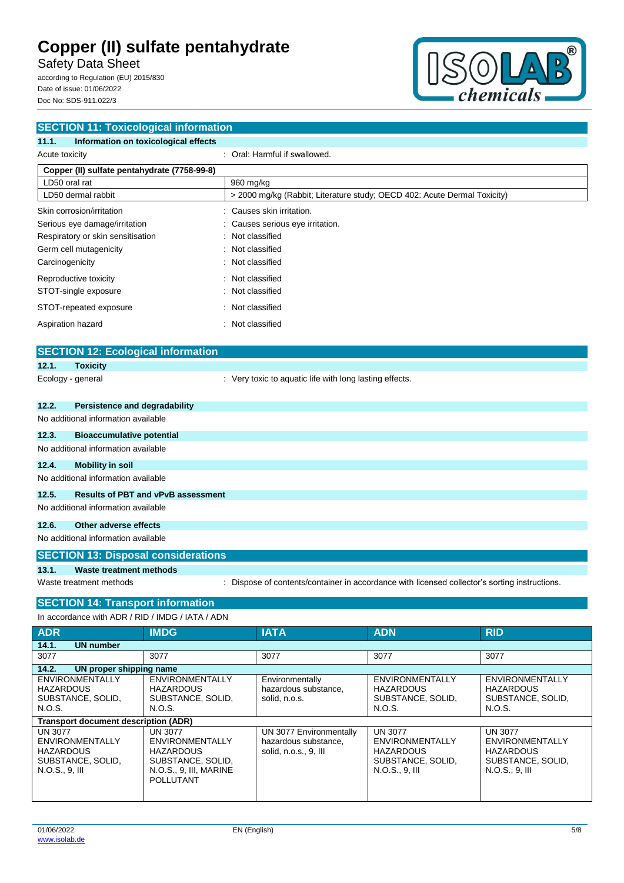## SECTION 11: Toxicological information

### 11.1. Information on toxicological effects

Acute toxicity : Oral: Harmful if swallowed.

| Copper (II) sulfate pentahydrate (7758-99-8) | |
|---|---|
| LD50 oral rat | 960 mg/kg |
| LD50 dermal rabbit | > 2000 mg/kg (Rabbit; Literature study; OECD 402: Acute Dermal Toxicity) |

Skin corrosion/irritation : Causes skin irritation.

Serious eye damage/irritation : Causes serious eye irritation.

Respiratory or skin sensitisation : Not classified

Germ cell mutagenicity : Not classified

Carcinogenicity : Not classified

Reproductive toxicity : Not classified

STOT-single exposure : Not classified

STOT-repeated exposure : Not classified

Aspiration hazard : Not classified

## SECTION 12: Ecological information

### 12.1. Toxicity

Ecology - general : Very toxic to aquatic life with long lasting effects.

### 12.2. Persistence and degradability

No additional information available

### 12.3. Bioaccumulative potential

No additional information available

### 12.4. Mobility in soil

No additional information available

### 12.5. Results of PBT and vPvB assessment

No additional information available

### 12.6. Other adverse effects

No additional information available

## SECTION 13: Disposal considerations

### 13.1. Waste treatment methods

Waste treatment methods : Dispose of contents/container in accordance with licensed collector's sorting instructions.

## SECTION 14: Transport information

In accordance with ADR / RID / IMDG / IATA / ADN

| ADR | IMDG | IATA | ADN | RID |
|---|---|---|---|---|
| **14.1. UN number** | | | | |
| 3077 | 3077 | 3077 | 3077 | 3077 |
| **14.2. UN proper shipping name** | | | | |
| ENVIRONMENTALLY HAZARDOUS SUBSTANCE, SOLID, N.O.S. | ENVIRONMENTALLY HAZARDOUS SUBSTANCE, SOLID, N.O.S. | Environmentally hazardous substance, solid, n.o.s. | ENVIRONMENTALLY HAZARDOUS SUBSTANCE, SOLID, N.O.S. | ENVIRONMENTALLY HAZARDOUS SUBSTANCE, SOLID, N.O.S. |
| **Transport document description (ADR)** | | | | |
| UN 3077 ENVIRONMENTALLY HAZARDOUS SUBSTANCE, SOLID, N.O.S., 9, III | UN 3077 ENVIRONMENTALLY HAZARDOUS SUBSTANCE, SOLID, N.O.S., 9, III, MARINE POLLUTANT | UN 3077 Environmentally hazardous substance, solid, n.o.s., 9, III | UN 3077 ENVIRONMENTALLY HAZARDOUS SUBSTANCE, SOLID, N.O.S., 9, III | UN 3077 ENVIRONMENTALLY HAZARDOUS SUBSTANCE, SOLID, N.O.S., 9, III |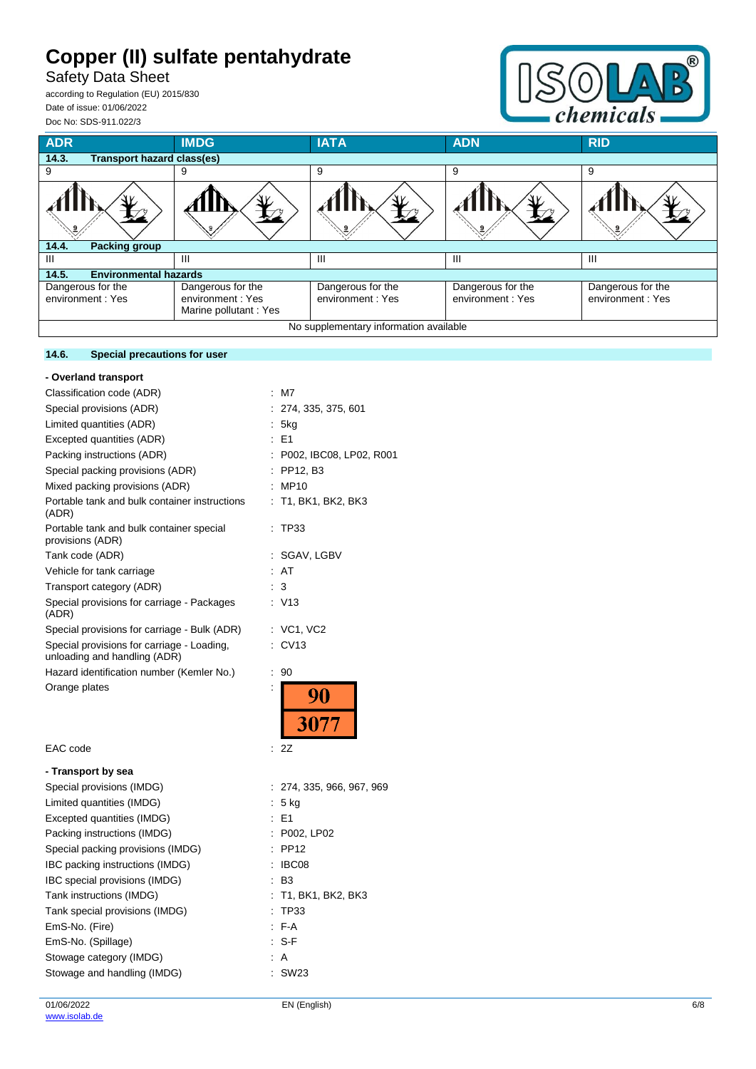| ADR | IMDG | IATA | ADN | RID |
|---|---|---|---|---|
| **14.3. Transport hazard class(es)** | | | | |
| 9 | 9 | 9 | 9 | 9 |
| **14.4. Packing group** | | | | |
| III | III | III | III | III |
| **14.5. Environmental hazards** | | | | |
| Dangerous for the environment : Yes | Dangerous for the environment : Yes<br>Marine pollutant : Yes | Dangerous for the environment : Yes | Dangerous for the environment : Yes | Dangerous for the environment : Yes |
| No supplementary information available | | | | |

### 14.6. Special precautions for user

**- Overland transport**

Classification code (ADR) : M7

Special provisions (ADR) : 274, 335, 375, 601

Limited quantities (ADR) : 5kg

Excepted quantities (ADR) : E1

Packing instructions (ADR) : P002, IBC08, LP02, R001

Special packing provisions (ADR) : PP12, B3

Mixed packing provisions (ADR) : MP10

Portable tank and bulk container instructions (ADR) : T1, BK1, BK2, BK3

Portable tank and bulk container special provisions (ADR) : TP33

Tank code (ADR) : SGAV, LGBV

Vehicle for tank carriage : AT

Transport category (ADR) : 3

Special provisions for carriage - Packages (ADR) : V13

Special provisions for carriage - Bulk (ADR) : VC1, VC2

Special provisions for carriage - Loading, unloading and handling (ADR) : CV13

Hazard identification number (Kemler No.) : 90

Orange plates : 90 / 3077

EAC code : 2Z

**- Transport by sea**

Special provisions (IMDG) : 274, 335, 966, 967, 969

Limited quantities (IMDG) : 5 kg

Excepted quantities (IMDG) : E1

Packing instructions (IMDG) : P002, LP02

Special packing provisions (IMDG) : PP12

IBC packing instructions (IMDG) : IBC08

IBC special provisions (IMDG) : B3

Tank instructions (IMDG) : T1, BK1, BK2, BK3

Tank special provisions (IMDG) : TP33

EmS-No. (Fire) : F-A

EmS-No. (Spillage) : S-F

Stowage category (IMDG) : A

Stowage and handling (IMDG) : SW23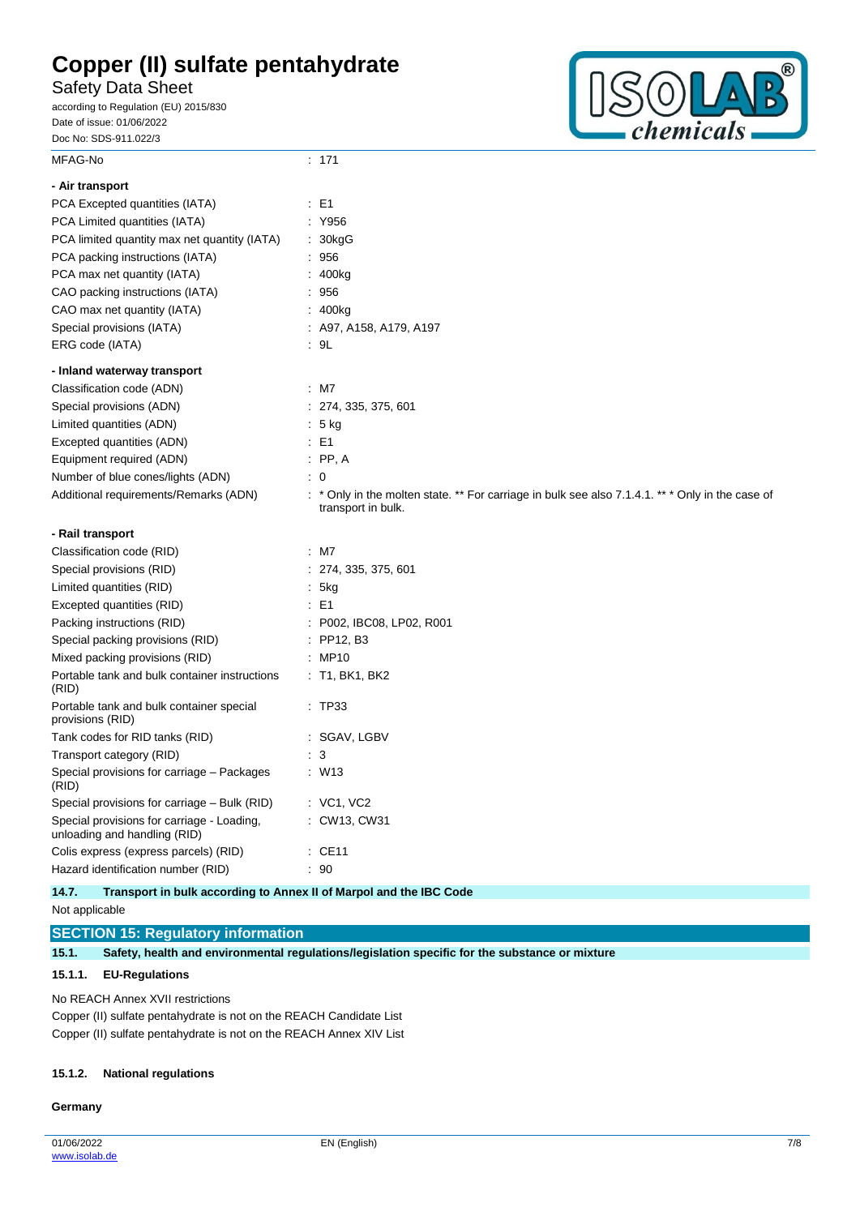| | |
|---|---|
| MFAG-No | : 171 |

**- Air transport**

| | |
|---|---|
| PCA Excepted quantities (IATA) | : E1 |
| PCA Limited quantities (IATA) | : Y956 |
| PCA limited quantity max net quantity (IATA) | : 30kgG |
| PCA packing instructions (IATA) | : 956 |
| PCA max net quantity (IATA) | : 400kg |
| CAO packing instructions (IATA) | : 956 |
| CAO max net quantity (IATA) | : 400kg |
| Special provisions (IATA) | : A97, A158, A179, A197 |
| ERG code (IATA) | : 9L |

**- Inland waterway transport**

| | |
|---|---|
| Classification code (ADN) | : M7 |
| Special provisions (ADN) | : 274, 335, 375, 601 |
| Limited quantities (ADN) | : 5 kg |
| Excepted quantities (ADN) | : E1 |
| Equipment required (ADN) | : PP, A |
| Number of blue cones/lights (ADN) | : 0 |
| Additional requirements/Remarks (ADN) | : * Only in the molten state. ** For carriage in bulk see also 7.1.4.1. ** * Only in the case of transport in bulk. |

**- Rail transport**

| | |
|---|---|
| Classification code (RID) | : M7 |
| Special provisions (RID) | : 274, 335, 375, 601 |
| Limited quantities (RID) | : 5kg |
| Excepted quantities (RID) | : E1 |
| Packing instructions (RID) | : P002, IBC08, LP02, R001 |
| Special packing provisions (RID) | : PP12, B3 |
| Mixed packing provisions (RID) | : MP10 |
| Portable tank and bulk container instructions (RID) | : T1, BK1, BK2 |
| Portable tank and bulk container special provisions (RID) | : TP33 |
| Tank codes for RID tanks (RID) | : SGAV, LGBV |
| Transport category (RID) | : 3 |
| Special provisions for carriage – Packages (RID) | : W13 |
| Special provisions for carriage – Bulk (RID) | : VC1, VC2 |
| Special provisions for carriage - Loading, unloading and handling (RID) | : CW13, CW31 |
| Colis express (express parcels) (RID) | : CE11 |
| Hazard identification number (RID) | : 90 |

### 14.7. Transport in bulk according to Annex II of Marpol and the IBC Code

Not applicable

## SECTION 15: Regulatory information

### 15.1. Safety, health and environmental regulations/legislation specific for the substance or mixture

#### 15.1.1. EU-Regulations

No REACH Annex XVII restrictions

Copper (II) sulfate pentahydrate is not on the REACH Candidate List

Copper (II) sulfate pentahydrate is not on the REACH Annex XIV List

#### 15.1.2. National regulations

**Germany**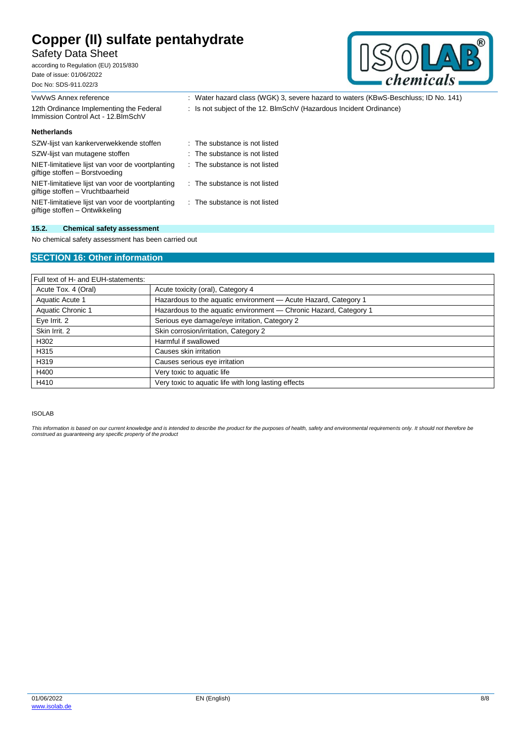| | |
|---|---|
| VwVwS Annex reference | : Water hazard class (WGK) 3, severe hazard to waters (KBwS-Beschluss; ID No. 141) |
| 12th Ordinance Implementing the Federal Immission Control Act - 12.BImSchV | : Is not subject of the 12. BlmSchV (Hazardous Incident Ordinance) |

**Netherlands**

| | |
|---|---|
| SZW-lijst van kankerverwekkende stoffen | : The substance is not listed |
| SZW-lijst van mutagene stoffen | : The substance is not listed |
| NIET-limitatieve lijst van voor de voortplanting giftige stoffen – Borstvoeding | : The substance is not listed |
| NIET-limitatieve lijst van voor de voortplanting giftige stoffen – Vruchtbaarheid | : The substance is not listed |
| NIET-limitatieve lijst van voor de voortplanting giftige stoffen – Ontwikkeling | : The substance is not listed |

### 15.2. Chemical safety assessment

No chemical safety assessment has been carried out

## SECTION 16: Other information

| Full text of H- and EUH-statements: | |
|---|---|
| Acute Tox. 4 (Oral) | Acute toxicity (oral), Category 4 |
| Aquatic Acute 1 | Hazardous to the aquatic environment — Acute Hazard, Category 1 |
| Aquatic Chronic 1 | Hazardous to the aquatic environment — Chronic Hazard, Category 1 |
| Eye Irrit. 2 | Serious eye damage/eye irritation, Category 2 |
| Skin Irrit. 2 | Skin corrosion/irritation, Category 2 |
| H302 | Harmful if swallowed |
| H315 | Causes skin irritation |
| H319 | Causes serious eye irritation |
| H400 | Very toxic to aquatic life |
| H410 | Very toxic to aquatic life with long lasting effects |

ISOLAB

*This information is based on our current knowledge and is intended to describe the product for the purposes of health, safety and environmental requirements only. It should not therefore be construed as guaranteeing any specific property of the product*